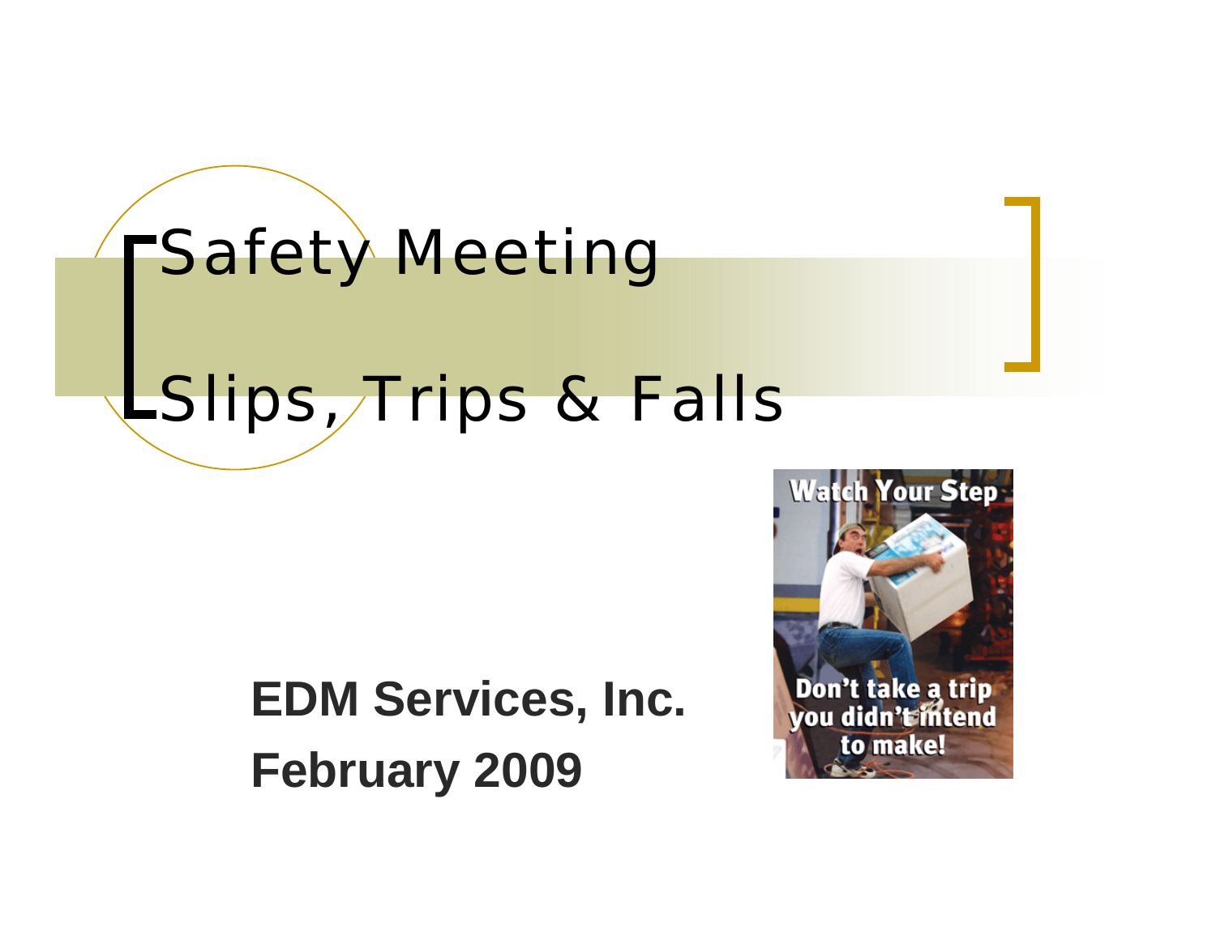# Safety Meeting

# Slips, Trips & Falls

**EDM Services, Inc.**

**February 2009**

Watch Your Step

Don't take a trip you didn't intend to make!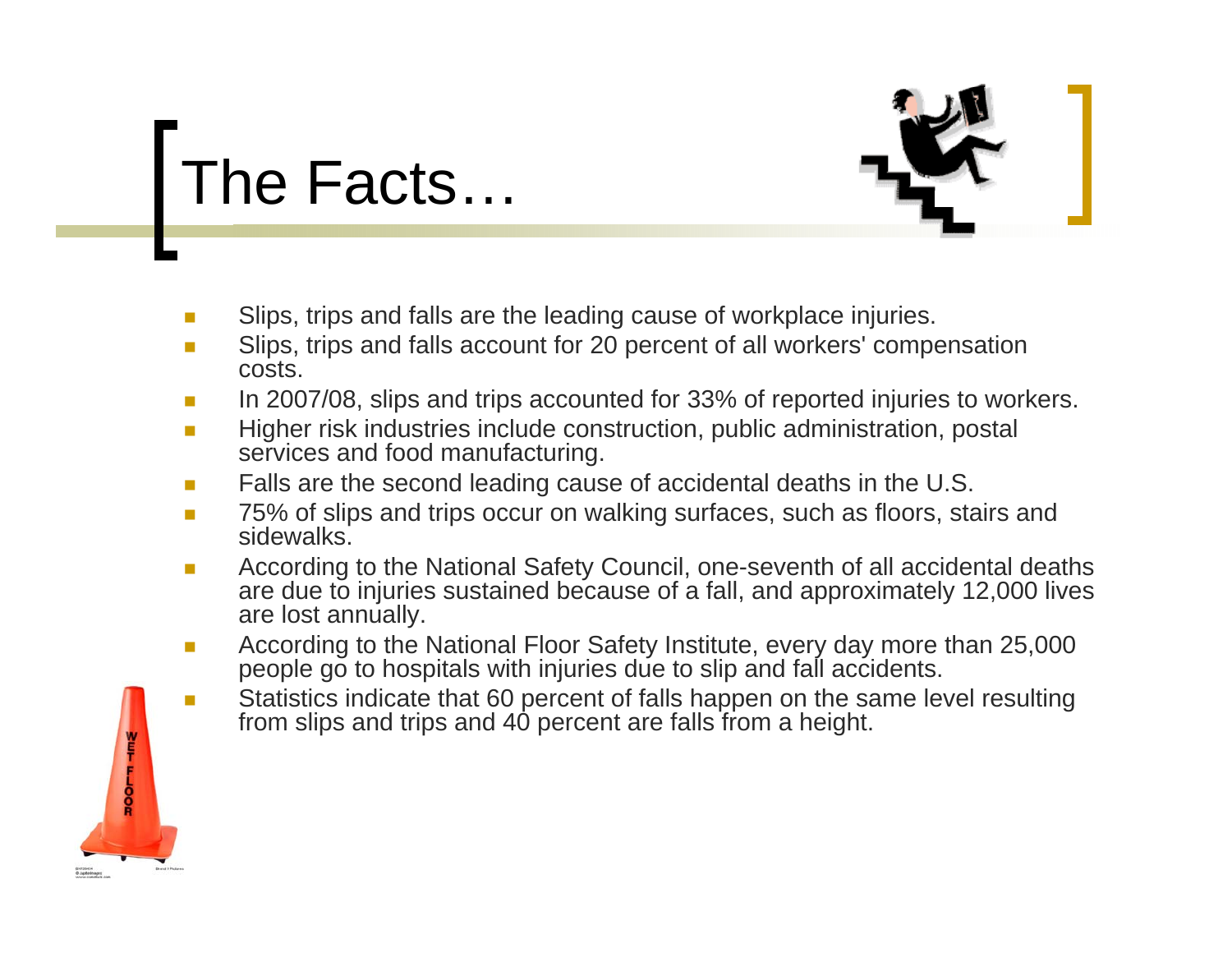# The Facts…

- Slips, trips and falls are the leading cause of workplace injuries.
- Slips, trips and falls account for 20 percent of all workers' compensation costs.
- In 2007/08, slips and trips accounted for 33% of reported injuries to workers.
- Higher risk industries include construction, public administration, postal services and food manufacturing.
- Falls are the second leading cause of accidental deaths in the U.S.
- 75% of slips and trips occur on walking surfaces, such as floors, stairs and sidewalks.
- According to the National Safety Council, one-seventh of all accidental deaths are due to injuries sustained because of a fall, and approximately 12,000 lives are lost annually.
- According to the National Floor Safety Institute, every day more than 25,000 people go to hospitals with injuries due to slip and fall accidents.
- Statistics indicate that 60 percent of falls happen on the same level resulting from slips and trips and 40 percent are falls from a height.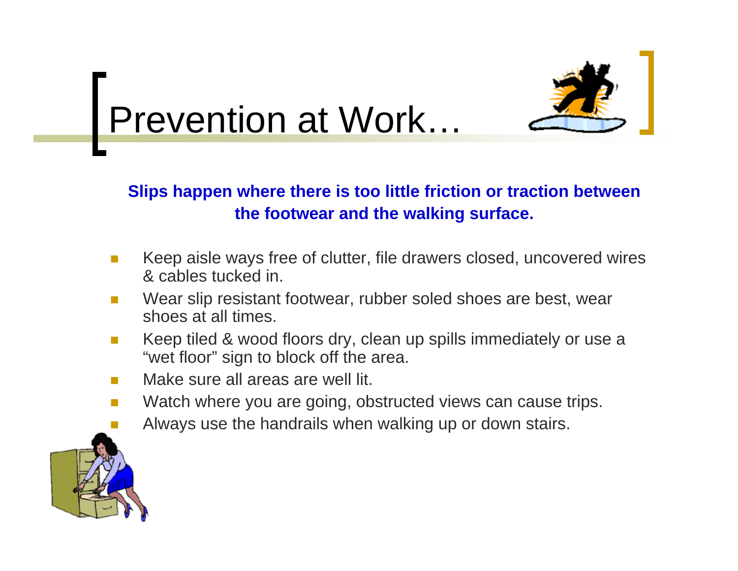# Prevention at Work…

**Slips happen where there is too little friction or traction between the footwear and the walking surface.**

- Keep aisle ways free of clutter, file drawers closed, uncovered wires & cables tucked in.
- Wear slip resistant footwear, rubber soled shoes are best, wear shoes at all times.
- Keep tiled & wood floors dry, clean up spills immediately or use a "wet floor" sign to block off the area.
- Make sure all areas are well lit.
- Watch where you are going, obstructed views can cause trips.
- Always use the handrails when walking up or down stairs.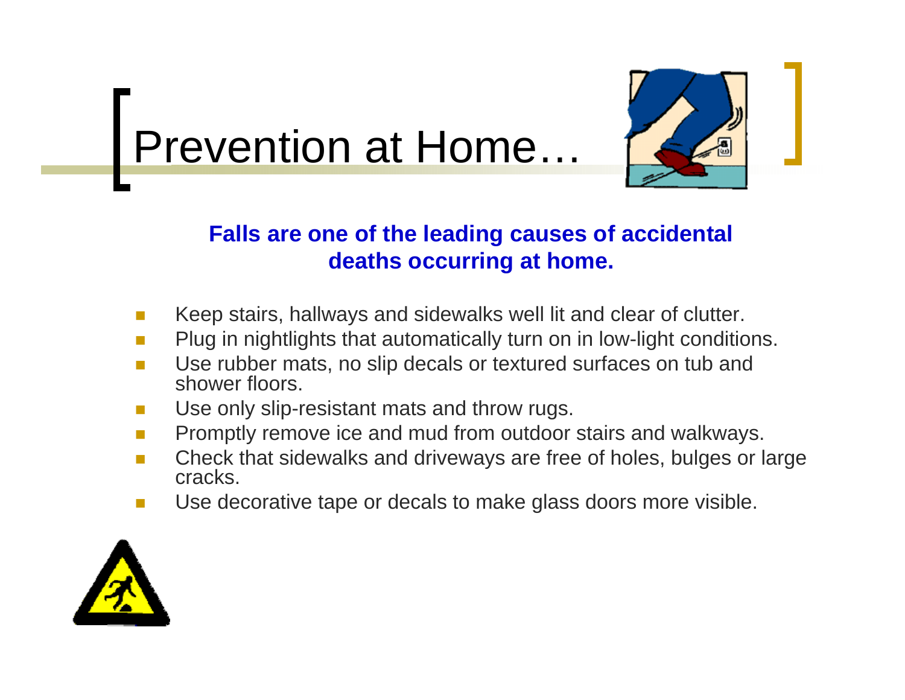# Prevention at Home…

**Falls are one of the leading causes of accidental deaths occurring at home.**

- Keep stairs, hallways and sidewalks well lit and clear of clutter.
- Plug in nightlights that automatically turn on in low-light conditions.
- Use rubber mats, no slip decals or textured surfaces on tub and shower floors.
- Use only slip-resistant mats and throw rugs.
- Promptly remove ice and mud from outdoor stairs and walkways.
- Check that sidewalks and driveways are free of holes, bulges or large cracks.
- Use decorative tape or decals to make glass doors more visible.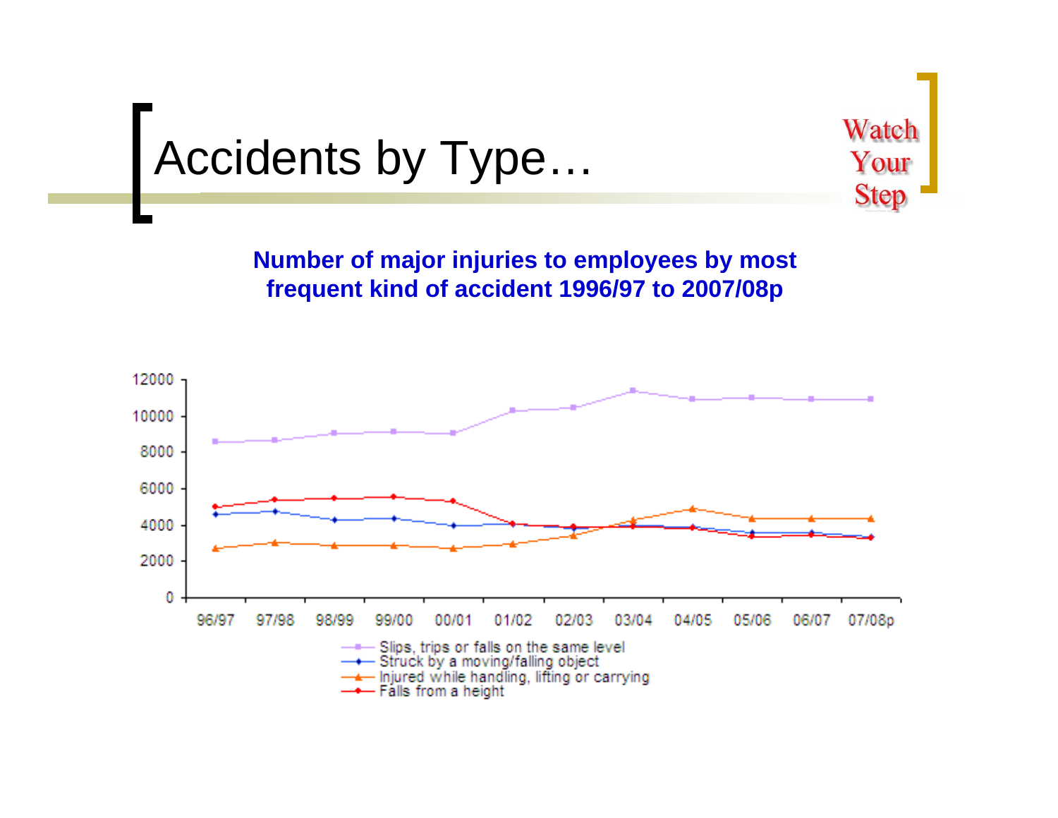# Accidents by Type…

Watch Your Step

**Number of major injuries to employees by most frequent kind of accident 1996/97 to 2007/08p**

12000
10000
8000
6000
4000
2000
0

96/97 97/98 98/99 99/00 00/01 01/02 02/03 03/04 04/05 05/06 06/07 07/08p

Slips, trips or falls on the same level
Struck by a moving/falling object
Injured while handling, lifting or carrying
Falls from a height